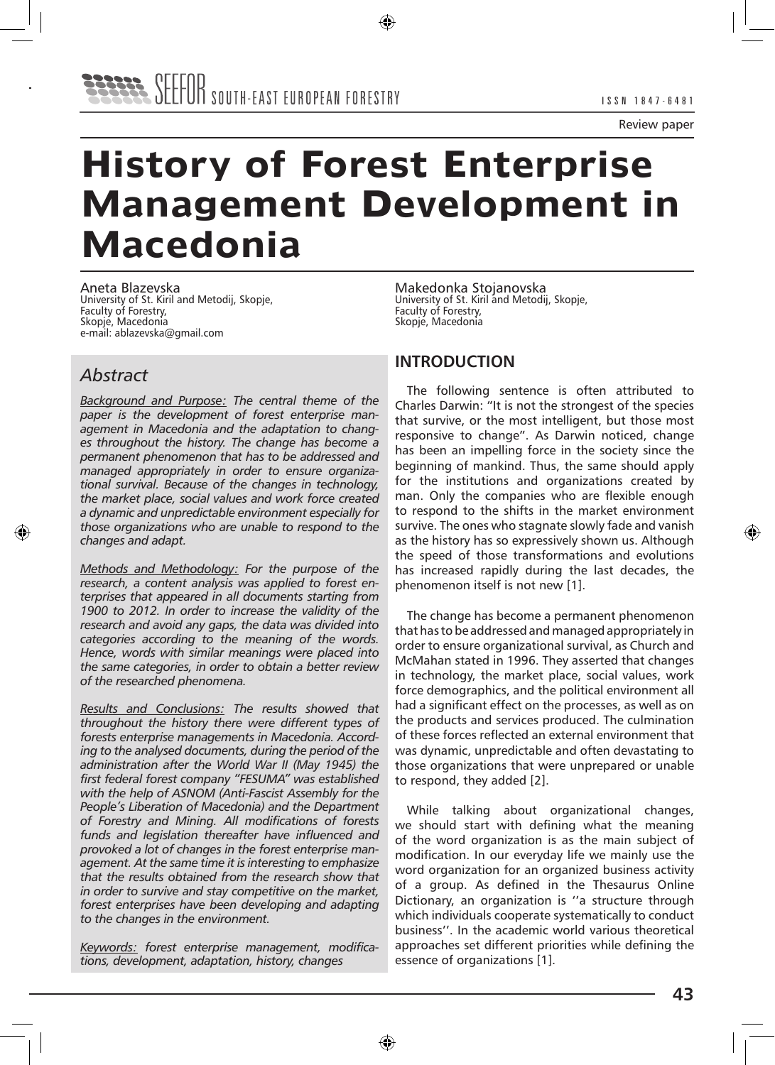Review paper

# History of Forest Enterprise Management Development in Macedonia

Aneta Blazevska
University of St. Kiril and Metodij, Skopje,
Faculty of Forestry,
Skopje, Macedonia
e-mail: ablazevska@gmail.com

Makedonka Stojanovska
University of St. Kiril and Metodij, Skopje,
Faculty of Forestry,
Skopje, Macedonia

## Abstract

*Background and Purpose: The central theme of the paper is the development of forest enterprise management in Macedonia and the adaptation to changes throughout the history. The change has become a permanent phenomenon that has to be addressed and managed appropriately in order to ensure organizational survival. Because of the changes in technology, the market place, social values and work force created a dynamic and unpredictable environment especially for those organizations who are unable to respond to the changes and adapt.*

*Methods and Methodology: For the purpose of the research, a content analysis was applied to forest enterprises that appeared in all documents starting from 1900 to 2012. In order to increase the validity of the research and avoid any gaps, the data was divided into categories according to the meaning of the words. Hence, words with similar meanings were placed into the same categories, in order to obtain a better review of the researched phenomena.*

*Results and Conclusions: The results showed that throughout the history there were different types of forests enterprise managements in Macedonia. According to the analysed documents, during the period of the administration after the World War II (May 1945) the first federal forest company "FESUMA" was established with the help of ASNOM (Anti-Fascist Assembly for the People's Liberation of Macedonia) and the Department of Forestry and Mining. All modifications of forests funds and legislation thereafter have influenced and provoked a lot of changes in the forest enterprise management. At the same time it is interesting to emphasize that the results obtained from the research show that in order to survive and stay competitive on the market, forest enterprises have been developing and adapting to the changes in the environment.*

*Keywords: forest enterprise management, modifications, development, adaptation, history, changes*

## INTRODUCTION

The following sentence is often attributed to Charles Darwin: "It is not the strongest of the species that survive, or the most intelligent, but those most responsive to change". As Darwin noticed, change has been an impelling force in the society since the beginning of mankind. Thus, the same should apply for the institutions and organizations created by man. Only the companies who are flexible enough to respond to the shifts in the market environment survive. The ones who stagnate slowly fade and vanish as the history has so expressively shown us. Although the speed of those transformations and evolutions has increased rapidly during the last decades, the phenomenon itself is not new [1].

The change has become a permanent phenomenon that has to be addressed and managed appropriately in order to ensure organizational survival, as Church and McMahan stated in 1996. They asserted that changes in technology, the market place, social values, work force demographics, and the political environment all had a significant effect on the processes, as well as on the products and services produced. The culmination of these forces reflected an external environment that was dynamic, unpredictable and often devastating to those organizations that were unprepared or unable to respond, they added [2].

While talking about organizational changes, we should start with defining what the meaning of the word organization is as the main subject of modification. In our everyday life we mainly use the word organization for an organized business activity of a group. As defined in the Thesaurus Online Dictionary, an organization is ''a structure through which individuals cooperate systematically to conduct business''. In the academic world various theoretical approaches set different priorities while defining the essence of organizations [1].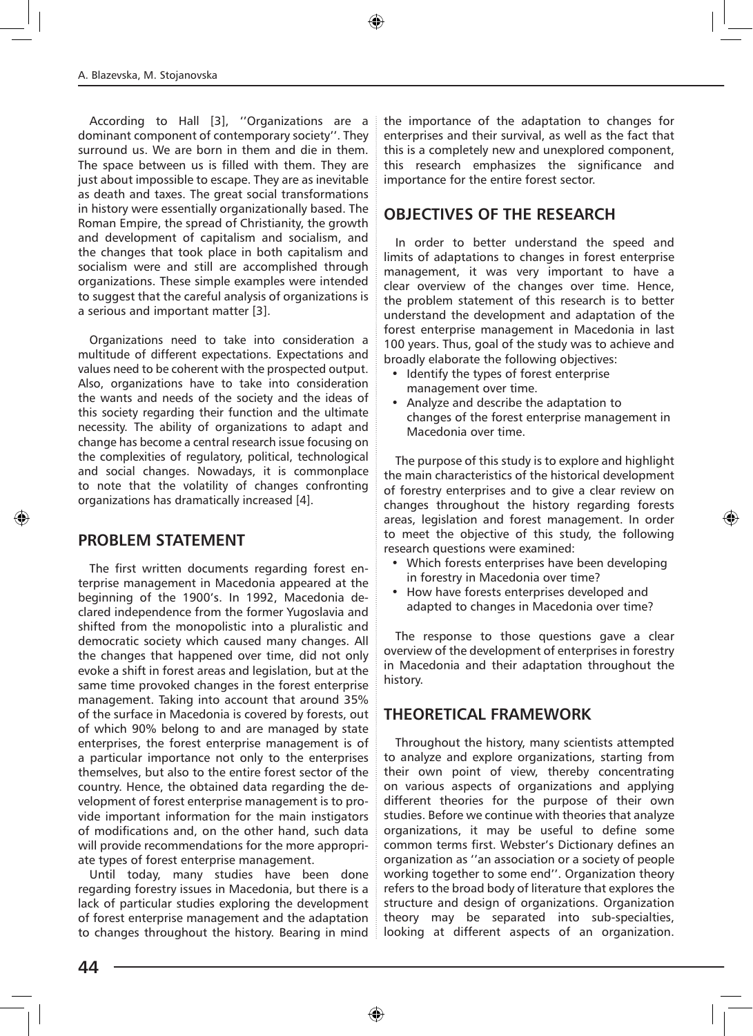According to Hall [3], ''Organizations are a dominant component of contemporary society''. They surround us. We are born in them and die in them. The space between us is filled with them. They are just about impossible to escape. They are as inevitable as death and taxes. The great social transformations in history were essentially organizationally based. The Roman Empire, the spread of Christianity, the growth and development of capitalism and socialism, and the changes that took place in both capitalism and socialism were and still are accomplished through organizations. These simple examples were intended to suggest that the careful analysis of organizations is a serious and important matter [3].

Organizations need to take into consideration a multitude of different expectations. Expectations and values need to be coherent with the prospected output. Also, organizations have to take into consideration the wants and needs of the society and the ideas of this society regarding their function and the ultimate necessity. The ability of organizations to adapt and change has become a central research issue focusing on the complexities of regulatory, political, technological and social changes. Nowadays, it is commonplace to note that the volatility of changes confronting organizations has dramatically increased [4].

## PROBLEM STATEMENT

The first written documents regarding forest enterprise management in Macedonia appeared at the beginning of the 1900's. In 1992, Macedonia declared independence from the former Yugoslavia and shifted from the monopolistic into a pluralistic and democratic society which caused many changes. All the changes that happened over time, did not only evoke a shift in forest areas and legislation, but at the same time provoked changes in the forest enterprise management. Taking into account that around 35% of the surface in Macedonia is covered by forests, out of which 90% belong to and are managed by state enterprises, the forest enterprise management is of a particular importance not only to the enterprises themselves, but also to the entire forest sector of the country. Hence, the obtained data regarding the development of forest enterprise management is to provide important information for the main instigators of modifications and, on the other hand, such data will provide recommendations for the more appropriate types of forest enterprise management.

Until today, many studies have been done regarding forestry issues in Macedonia, but there is a lack of particular studies exploring the development of forest enterprise management and the adaptation to changes throughout the history. Bearing in mind the importance of the adaptation to changes for enterprises and their survival, as well as the fact that this is a completely new and unexplored component, this research emphasizes the significance and importance for the entire forest sector.

## OBJECTIVES OF THE RESEARCH

In order to better understand the speed and limits of adaptations to changes in forest enterprise management, it was very important to have a clear overview of the changes over time. Hence, the problem statement of this research is to better understand the development and adaptation of the forest enterprise management in Macedonia in last 100 years. Thus, goal of the study was to achieve and broadly elaborate the following objectives:

- Identify the types of forest enterprise management over time.
- Analyze and describe the adaptation to changes of the forest enterprise management in Macedonia over time.

The purpose of this study is to explore and highlight the main characteristics of the historical development of forestry enterprises and to give a clear review on changes throughout the history regarding forests areas, legislation and forest management. In order to meet the objective of this study, the following research questions were examined:

- Which forests enterprises have been developing in forestry in Macedonia over time?
- How have forests enterprises developed and adapted to changes in Macedonia over time?

The response to those questions gave a clear overview of the development of enterprises in forestry in Macedonia and their adaptation throughout the history.

## THEORETICAL FRAMEWORK

Throughout the history, many scientists attempted to analyze and explore organizations, starting from their own point of view, thereby concentrating on various aspects of organizations and applying different theories for the purpose of their own studies. Before we continue with theories that analyze organizations, it may be useful to define some common terms first. Webster's Dictionary defines an organization as ''an association or a society of people working together to some end''. Organization theory refers to the broad body of literature that explores the structure and design of organizations. Organization theory may be separated into sub-specialties, looking at different aspects of an organization.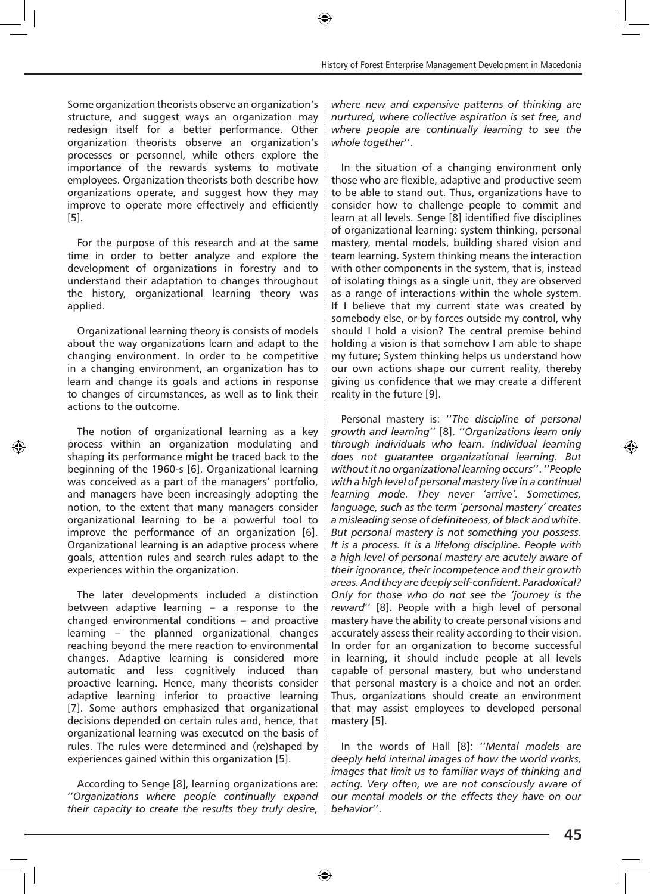Some organization theorists observe an organization's structure, and suggest ways an organization may redesign itself for a better performance. Other organization theorists observe an organization's processes or personnel, while others explore the importance of the rewards systems to motivate employees. Organization theorists both describe how organizations operate, and suggest how they may improve to operate more effectively and efficiently [5].

For the purpose of this research and at the same time in order to better analyze and explore the development of organizations in forestry and to understand their adaptation to changes throughout the history, organizational learning theory was applied.

Organizational learning theory is consists of models about the way organizations learn and adapt to the changing environment. In order to be competitive in a changing environment, an organization has to learn and change its goals and actions in response to changes of circumstances, as well as to link their actions to the outcome.

The notion of organizational learning as a key process within an organization modulating and shaping its performance might be traced back to the beginning of the 1960-s [6]. Organizational learning was conceived as a part of the managers' portfolio, and managers have been increasingly adopting the notion, to the extent that many managers consider organizational learning to be a powerful tool to improve the performance of an organization [6]. Organizational learning is an adaptive process where goals, attention rules and search rules adapt to the experiences within the organization.

The later developments included a distinction between adaptive learning – a response to the changed environmental conditions – and proactive learning – the planned organizational changes reaching beyond the mere reaction to environmental changes. Adaptive learning is considered more automatic and less cognitively induced than proactive learning. Hence, many theorists consider adaptive learning inferior to proactive learning [7]. Some authors emphasized that organizational decisions depended on certain rules and, hence, that organizational learning was executed on the basis of rules. The rules were determined and (re)shaped by experiences gained within this organization [5].

According to Senge [8], learning organizations are: ''*Organizations where people continually expand their capacity to create the results they truly desire, where new and expansive patterns of thinking are nurtured, where collective aspiration is set free, and where people are continually learning to see the whole together*''.

In the situation of a changing environment only those who are flexible, adaptive and productive seem to be able to stand out. Thus, organizations have to consider how to challenge people to commit and learn at all levels. Senge [8] identified five disciplines of organizational learning: system thinking, personal mastery, mental models, building shared vision and team learning. System thinking means the interaction with other components in the system, that is, instead of isolating things as a single unit, they are observed as a range of interactions within the whole system. If I believe that my current state was created by somebody else, or by forces outside my control, why should I hold a vision? The central premise behind holding a vision is that somehow I am able to shape my future; System thinking helps us understand how our own actions shape our current reality, thereby giving us confidence that we may create a different reality in the future [9].

Personal mastery is: ''*The discipline of personal growth and learning*'' [8]. ''*Organizations learn only through individuals who learn. Individual learning does not guarantee organizational learning. But without it no organizational learning occurs*''. ''*People with a high level of personal mastery live in a continual learning mode. They never 'arrive'. Sometimes, language, such as the term 'personal mastery' creates a misleading sense of definiteness, of black and white. But personal mastery is not something you possess. It is a process. It is a lifelong discipline. People with a high level of personal mastery are acutely aware of their ignorance, their incompetence and their growth areas. And they are deeply self-confident. Paradoxical? Only for those who do not see the 'journey is the reward*'' [8]. People with a high level of personal mastery have the ability to create personal visions and accurately assess their reality according to their vision. In order for an organization to become successful in learning, it should include people at all levels capable of personal mastery, but who understand that personal mastery is a choice and not an order. Thus, organizations should create an environment that may assist employees to developed personal mastery [5].

In the words of Hall [8]: ''*Mental models are deeply held internal images of how the world works, images that limit us to familiar ways of thinking and acting. Very often, we are not consciously aware of our mental models or the effects they have on our behavior*''.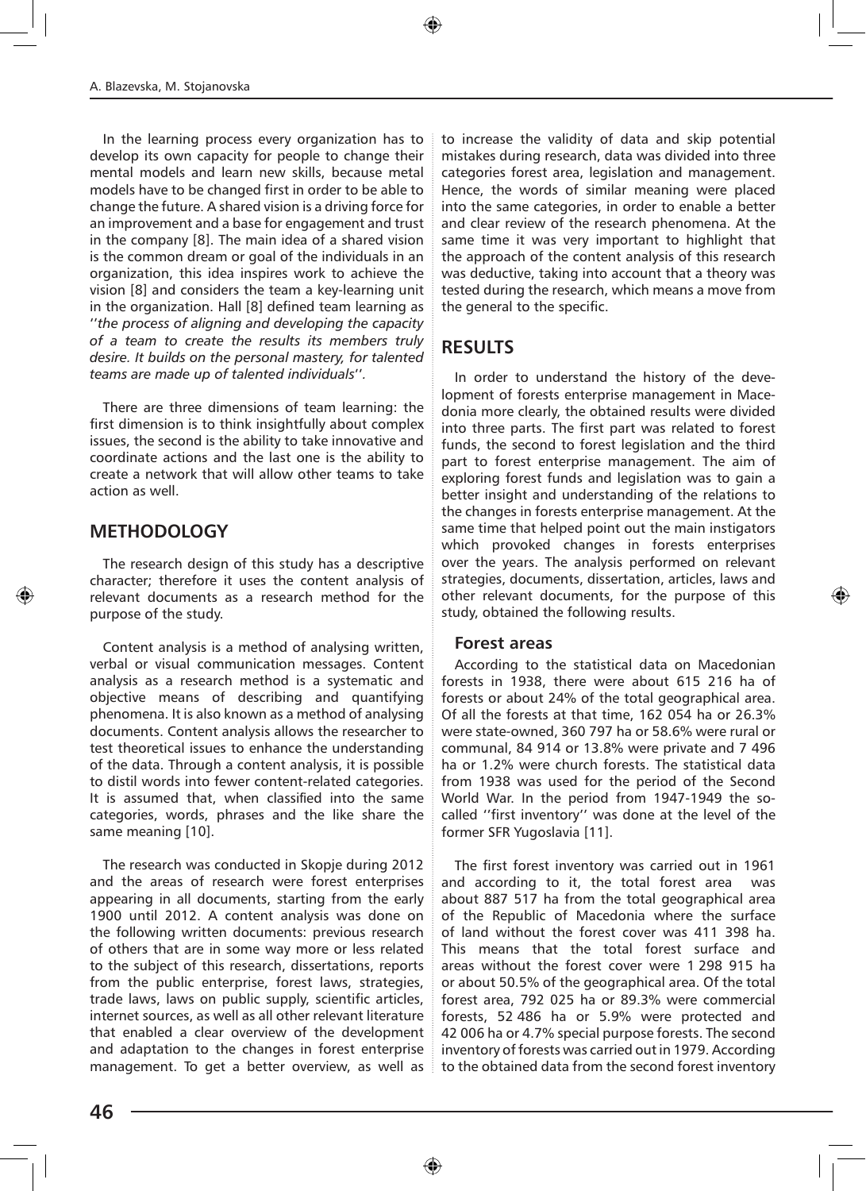In the learning process every organization has to develop its own capacity for people to change their mental models and learn new skills, because metal models have to be changed first in order to be able to change the future. A shared vision is a driving force for an improvement and a base for engagement and trust in the company [8]. The main idea of a shared vision is the common dream or goal of the individuals in an organization, this idea inspires work to achieve the vision [8] and considers the team a key-learning unit in the organization. Hall [8] defined team learning as ''*the process of aligning and developing the capacity of a team to create the results its members truly desire. It builds on the personal mastery, for talented teams are made up of talented individuals*''.

There are three dimensions of team learning: the first dimension is to think insightfully about complex issues, the second is the ability to take innovative and coordinate actions and the last one is the ability to create a network that will allow other teams to take action as well.

## METHODOLOGY

The research design of this study has a descriptive character; therefore it uses the content analysis of relevant documents as a research method for the purpose of the study.

Content analysis is a method of analysing written, verbal or visual communication messages. Content analysis as a research method is a systematic and objective means of describing and quantifying phenomena. It is also known as a method of analysing documents. Content analysis allows the researcher to test theoretical issues to enhance the understanding of the data. Through a content analysis, it is possible to distil words into fewer content-related categories. It is assumed that, when classified into the same categories, words, phrases and the like share the same meaning [10].

The research was conducted in Skopje during 2012 and the areas of research were forest enterprises appearing in all documents, starting from the early 1900 until 2012. A content analysis was done on the following written documents: previous research of others that are in some way more or less related to the subject of this research, dissertations, reports from the public enterprise, forest laws, strategies, trade laws, laws on public supply, scientific articles, internet sources, as well as all other relevant literature that enabled a clear overview of the development and adaptation to the changes in forest enterprise management. To get a better overview, as well as to increase the validity of data and skip potential mistakes during research, data was divided into three categories forest area, legislation and management. Hence, the words of similar meaning were placed into the same categories, in order to enable a better and clear review of the research phenomena. At the same time it was very important to highlight that the approach of the content analysis of this research was deductive, taking into account that a theory was tested during the research, which means a move from the general to the specific.

## RESULTS

In order to understand the history of the development of forests enterprise management in Macedonia more clearly, the obtained results were divided into three parts. The first part was related to forest funds, the second to forest legislation and the third part to forest enterprise management. The aim of exploring forest funds and legislation was to gain a better insight and understanding of the relations to the changes in forests enterprise management. At the same time that helped point out the main instigators which provoked changes in forests enterprises over the years. The analysis performed on relevant strategies, documents, dissertation, articles, laws and other relevant documents, for the purpose of this study, obtained the following results.

### Forest areas

According to the statistical data on Macedonian forests in 1938, there were about 615 216 ha of forests or about 24% of the total geographical area. Of all the forests at that time, 162 054 ha or 26.3% were state-owned, 360 797 ha or 58.6% were rural or communal, 84 914 or 13.8% were private and 7 496 ha or 1.2% were church forests. The statistical data from 1938 was used for the period of the Second World War. In the period from 1947-1949 the so-called ''first inventory'' was done at the level of the former SFR Yugoslavia [11].

The first forest inventory was carried out in 1961 and according to it, the total forest area was about 887 517 ha from the total geographical area of the Republic of Macedonia where the surface of land without the forest cover was 411 398 ha. This means that the total forest surface and areas without the forest cover were 1 298 915 ha or about 50.5% of the geographical area. Of the total forest area, 792 025 ha or 89.3% were commercial forests, 52 486 ha or 5.9% were protected and 42 006 ha or 4.7% special purpose forests. The second inventory of forests was carried out in 1979. According to the obtained data from the second forest inventory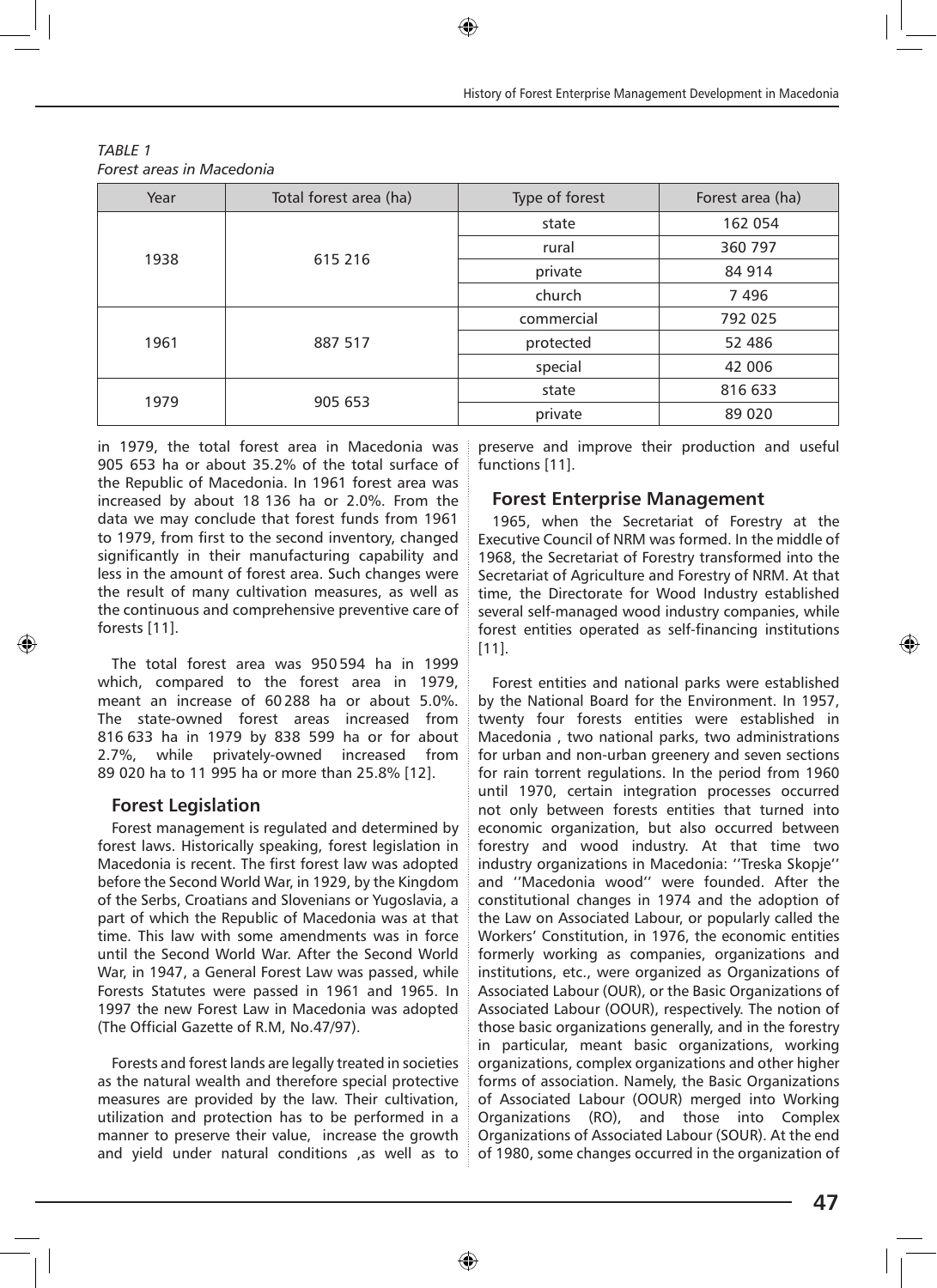*TABLE 1*
*Forest areas in Macedonia*

| Year | Total forest area (ha) | Type of forest | Forest area (ha) |
|---|---|---|---|
| 1938 | 615 216 | state | 162 054 |
| | | rural | 360 797 |
| | | private | 84 914 |
| | | church | 7 496 |
| 1961 | 887 517 | commercial | 792 025 |
| | | protected | 52 486 |
| | | special | 42 006 |
| 1979 | 905 653 | state | 816 633 |
| | | private | 89 020 |

in 1979, the total forest area in Macedonia was 905 653 ha or about 35.2% of the total surface of the Republic of Macedonia. In 1961 forest area was increased by about 18 136 ha or 2.0%. From the data we may conclude that forest funds from 1961 to 1979, from first to the second inventory, changed significantly in their manufacturing capability and less in the amount of forest area. Such changes were the result of many cultivation measures, as well as the continuous and comprehensive preventive care of forests [11].

The total forest area was 950 594 ha in 1999 which, compared to the forest area in 1979, meant an increase of 60 288 ha or about 5.0%. The state-owned forest areas increased from 816 633 ha in 1979 by 838 599 ha or for about 2.7%, while privately-owned increased from 89 020 ha to 11 995 ha or more than 25.8% [12].

## Forest Legislation

Forest management is regulated and determined by forest laws. Historically speaking, forest legislation in Macedonia is recent. The first forest law was adopted before the Second World War, in 1929, by the Kingdom of the Serbs, Croatians and Slovenians or Yugoslavia, a part of which the Republic of Macedonia was at that time. This law with some amendments was in force until the Second World War. After the Second World War, in 1947, a General Forest Law was passed, while Forests Statutes were passed in 1961 and 1965. In 1997 the new Forest Law in Macedonia was adopted (The Official Gazette of R.M, No.47/97).

Forests and forest lands are legally treated in societies as the natural wealth and therefore special protective measures are provided by the law. Their cultivation, utilization and protection has to be performed in a manner to preserve their value, increase the growth and yield under natural conditions ,as well as to preserve and improve their production and useful functions [11].

## Forest Enterprise Management

1965, when the Secretariat of Forestry at the Executive Council of NRM was formed. In the middle of 1968, the Secretariat of Forestry transformed into the Secretariat of Agriculture and Forestry of NRM. At that time, the Directorate for Wood Industry established several self-managed wood industry companies, while forest entities operated as self-financing institutions [11].

Forest entities and national parks were established by the National Board for the Environment. In 1957, twenty four forests entities were established in Macedonia , two national parks, two administrations for urban and non-urban greenery and seven sections for rain torrent regulations. In the period from 1960 until 1970, certain integration processes occurred not only between forests entities that turned into economic organization, but also occurred between forestry and wood industry. At that time two industry organizations in Macedonia: ''Treska Skopje'' and ''Macedonia wood'' were founded. After the constitutional changes in 1974 and the adoption of the Law on Associated Labour, or popularly called the Workers' Constitution, in 1976, the economic entities formerly working as companies, organizations and institutions, etc., were organized as Organizations of Associated Labour (OUR), or the Basic Organizations of Associated Labour (OOUR), respectively. The notion of those basic organizations generally, and in the forestry in particular, meant basic organizations, working organizations, complex organizations and other higher forms of association. Namely, the Basic Organizations of Associated Labour (OOUR) merged into Working Organizations (RO), and those into Complex Organizations of Associated Labour (SOUR). At the end of 1980, some changes occurred in the organization of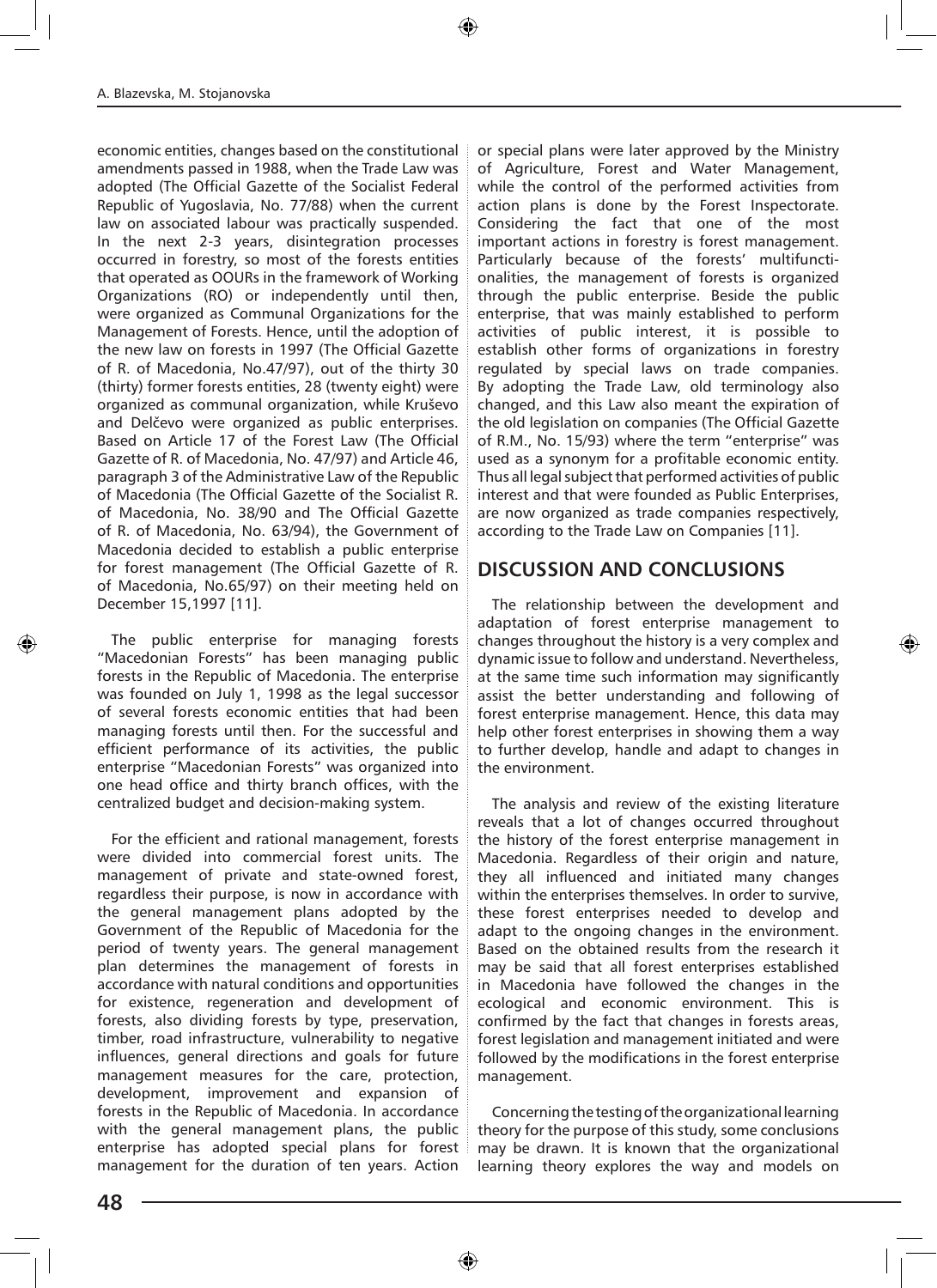economic entities, changes based on the constitutional amendments passed in 1988, when the Trade Law was adopted (The Official Gazette of the Socialist Federal Republic of Yugoslavia, No. 77/88) when the current law on associated labour was practically suspended. In the next 2-3 years, disintegration processes occurred in forestry, so most of the forests entities that operated as OOURs in the framework of Working Organizations (RO) or independently until then, were organized as Communal Organizations for the Management of Forests. Hence, until the adoption of the new law on forests in 1997 (The Official Gazette of R. of Macedonia, No.47/97), out of the thirty 30 (thirty) former forests entities, 28 (twenty eight) were organized as communal organization, while Kruševo and Delčevo were organized as public enterprises. Based on Article 17 of the Forest Law (The Official Gazette of R. of Macedonia, No. 47/97) and Article 46, paragraph 3 of the Administrative Law of the Republic of Macedonia (The Official Gazette of the Socialist R. of Macedonia, No. 38/90 and The Official Gazette of R. of Macedonia, No. 63/94), the Government of Macedonia decided to establish a public enterprise for forest management (The Official Gazette of R. of Macedonia, No.65/97) on their meeting held on December 15,1997 [11].

The public enterprise for managing forests "Macedonian Forests" has been managing public forests in the Republic of Macedonia. The enterprise was founded on July 1, 1998 as the legal successor of several forests economic entities that had been managing forests until then. For the successful and efficient performance of its activities, the public enterprise "Macedonian Forests" was organized into one head office and thirty branch offices, with the centralized budget and decision-making system.

For the efficient and rational management, forests were divided into commercial forest units. The management of private and state-owned forest, regardless their purpose, is now in accordance with the general management plans adopted by the Government of the Republic of Macedonia for the period of twenty years. The general management plan determines the management of forests in accordance with natural conditions and opportunities for existence, regeneration and development of forests, also dividing forests by type, preservation, timber, road infrastructure, vulnerability to negative influences, general directions and goals for future management measures for the care, protection, development, improvement and expansion of forests in the Republic of Macedonia. In accordance with the general management plans, the public enterprise has adopted special plans for forest management for the duration of ten years. Action or special plans were later approved by the Ministry of Agriculture, Forest and Water Management, while the control of the performed activities from action plans is done by the Forest Inspectorate. Considering the fact that one of the most important actions in forestry is forest management. Particularly because of the forests' multifunctionalities, the management of forests is organized through the public enterprise. Beside the public enterprise, that was mainly established to perform activities of public interest, it is possible to establish other forms of organizations in forestry regulated by special laws on trade companies. By adopting the Trade Law, old terminology also changed, and this Law also meant the expiration of the old legislation on companies (The Official Gazette of R.M., No. 15/93) where the term "enterprise" was used as a synonym for a profitable economic entity. Thus all legal subject that performed activities of public interest and that were founded as Public Enterprises, are now organized as trade companies respectively, according to the Trade Law on Companies [11].

## DISCUSSION AND CONCLUSIONS

The relationship between the development and adaptation of forest enterprise management to changes throughout the history is a very complex and dynamic issue to follow and understand. Nevertheless, at the same time such information may significantly assist the better understanding and following of forest enterprise management. Hence, this data may help other forest enterprises in showing them a way to further develop, handle and adapt to changes in the environment.

The analysis and review of the existing literature reveals that a lot of changes occurred throughout the history of the forest enterprise management in Macedonia. Regardless of their origin and nature, they all influenced and initiated many changes within the enterprises themselves. In order to survive, these forest enterprises needed to develop and adapt to the ongoing changes in the environment. Based on the obtained results from the research it may be said that all forest enterprises established in Macedonia have followed the changes in the ecological and economic environment. This is confirmed by the fact that changes in forests areas, forest legislation and management initiated and were followed by the modifications in the forest enterprise management.

Concerning the testing of the organizational learning theory for the purpose of this study, some conclusions may be drawn. It is known that the organizational learning theory explores the way and models on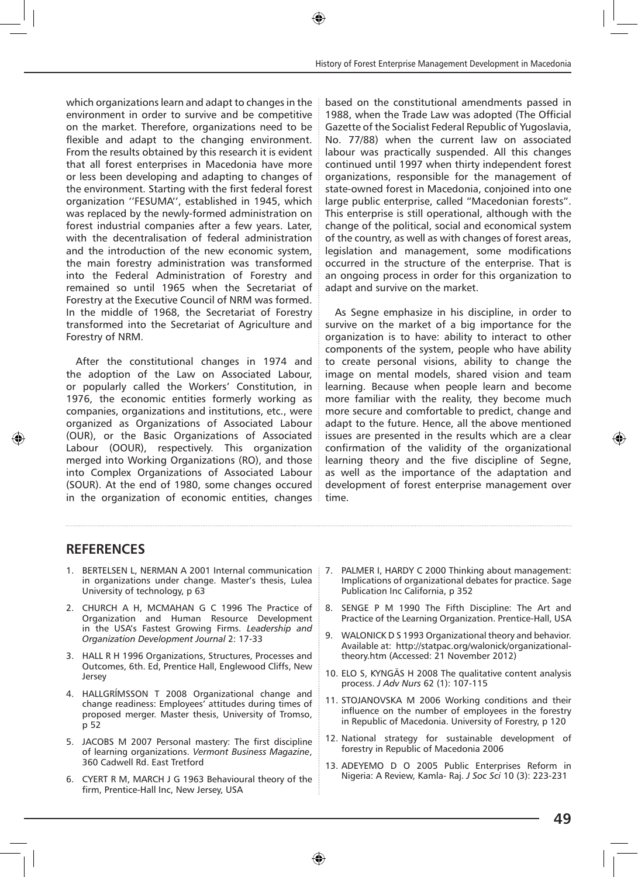which organizations learn and adapt to changes in the environment in order to survive and be competitive on the market. Therefore, organizations need to be flexible and adapt to the changing environment. From the results obtained by this research it is evident that all forest enterprises in Macedonia have more or less been developing and adapting to changes of the environment. Starting with the first federal forest organization ''FESUMA'', established in 1945, which was replaced by the newly-formed administration on forest industrial companies after a few years. Later, with the decentralisation of federal administration and the introduction of the new economic system, the main forestry administration was transformed into the Federal Administration of Forestry and remained so until 1965 when the Secretariat of Forestry at the Executive Council of NRM was formed. In the middle of 1968, the Secretariat of Forestry transformed into the Secretariat of Agriculture and Forestry of NRM.

After the constitutional changes in 1974 and the adoption of the Law on Associated Labour, or popularly called the Workers' Constitution, in 1976, the economic entities formerly working as companies, organizations and institutions, etc., were organized as Organizations of Associated Labour (OUR), or the Basic Organizations of Associated Labour (OOUR), respectively. This organization merged into Working Organizations (RO), and those into Complex Organizations of Associated Labour (SOUR). At the end of 1980, some changes occured in the organization of economic entities, changes based on the constitutional amendments passed in 1988, when the Trade Law was adopted (The Official Gazette of the Socialist Federal Republic of Yugoslavia, No. 77/88) when the current law on associated labour was practically suspended. All this changes continued until 1997 when thirty independent forest organizations, responsible for the management of state-owned forest in Macedonia, conjoined into one large public enterprise, called "Macedonian forests". This enterprise is still operational, although with the change of the political, social and economical system of the country, as well as with changes of forest areas, legislation and management, some modifications occurred in the structure of the enterprise. That is an ongoing process in order for this organization to adapt and survive on the market.

As Segne emphasize in his discipline, in order to survive on the market of a big importance for the organization is to have: ability to interact to other components of the system, people who have ability to create personal visions, ability to change the image on mental models, shared vision and team learning. Because when people learn and become more familiar with the reality, they become much more secure and comfortable to predict, change and adapt to the future. Hence, all the above mentioned issues are presented in the results which are a clear confirmation of the validity of the organizational learning theory and the five discipline of Segne, as well as the importance of the adaptation and development of forest enterprise management over time.

## REFERENCES

1. BERTELSEN L, NERMAN A 2001 Internal communication in organizations under change. Master's thesis, Lulea University of technology, p 63
2. CHURCH A H, MCMAHAN G C 1996 The Practice of Organization and Human Resource Development in the USA's Fastest Growing Firms. *Leadership and Organization Development Journal* 2: 17-33
3. HALL R H 1996 Organizations, Structures, Processes and Outcomes, 6th. Ed, Prentice Hall, Englewood Cliffs, New Jersey
4. HALLGRÍMSSON T 2008 Organizational change and change readiness: Employees' attitudes during times of proposed merger. Master thesis, University of Tromso, p 52
5. JACOBS M 2007 Personal mastery: The first discipline of learning organizations. *Vermont Business Magazine*, 360 Cadwell Rd. East Tretford
6. CYERT R M, MARCH J G 1963 Behavioural theory of the firm, Prentice-Hall Inc, New Jersey, USA
7. PALMER I, HARDY C 2000 Thinking about management: Implications of organizational debates for practice. Sage Publication Inc California, p 352
8. SENGE P M 1990 The Fifth Discipline: The Art and Practice of the Learning Organization. Prentice-Hall, USA
9. WALONICK D S 1993 Organizational theory and behavior. Available at: http://statpac.org/walonick/organizational-theory.htm (Accessed: 21 November 2012)
10. ELO S, KYNGÄS H 2008 The qualitative content analysis process. *J Adv Nurs* 62 (1): 107-115
11. STOJANOVSKA M 2006 Working conditions and their influence on the number of employees in the forestry in Republic of Macedonia. University of Forestry, p 120
12. National strategy for sustainable development of forestry in Republic of Macedonia 2006
13. ADEYEMO D O 2005 Public Enterprises Reform in Nigeria: A Review, Kamla- Raj. *J Soc Sci* 10 (3): 223-231